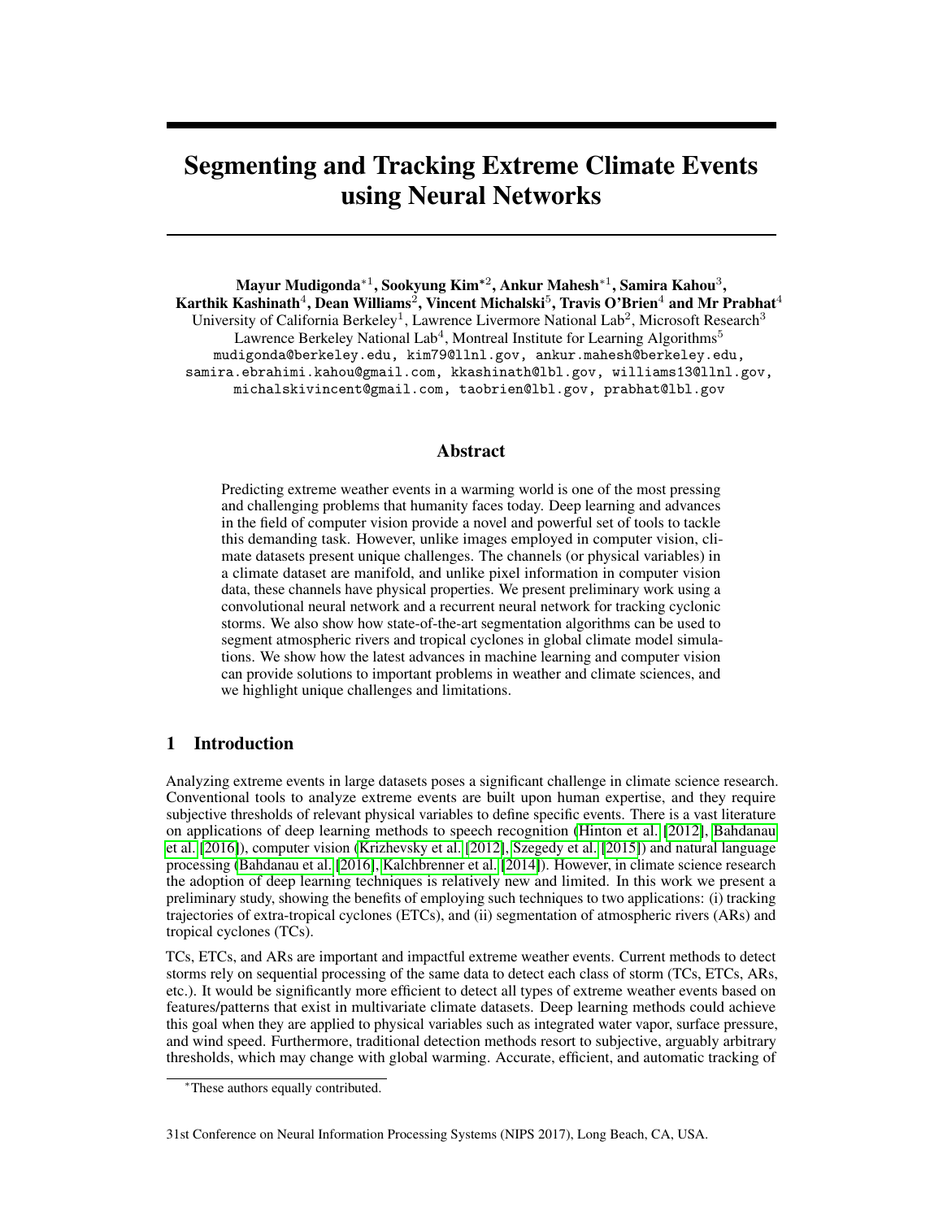# Segmenting and Tracking Extreme Climate Events using Neural Networks

**Mayur Mudigonda*[1], Sookyung Kim*[2], Ankur Mahesh*[1], Samira Kahou[3], Karthik Kashinath[4], Dean Williams[2], Vincent Michalski[5], Travis O'Brien[4] and Mr Prabhat[4]**

University of California Berkeley[1], Lawrence Livermore National Lab[2], Microsoft Research[3]
Lawrence Berkeley National Lab[4], Montreal Institute for Learning Algorithms[5]

mudigonda@berkeley.edu, kim79@llnl.gov, ankur.mahesh@berkeley.edu, samira.ebrahimi.kahou@gmail.com, kkashinath@lbl.gov, williams13@llnl.gov, michalskivincent@gmail.com, taobrien@lbl.gov, prabhat@lbl.gov

## Abstract

Predicting extreme weather events in a warming world is one of the most pressing and challenging problems that humanity faces today. Deep learning and advances in the field of computer vision provide a novel and powerful set of tools to tackle this demanding task. However, unlike images employed in computer vision, climate datasets present unique challenges. The channels (or physical variables) in a climate dataset are manifold, and unlike pixel information in computer vision data, these channels have physical properties. We present preliminary work using a convolutional neural network and a recurrent neural network for tracking cyclonic storms. We also show how state-of-the-art segmentation algorithms can be used to segment atmospheric rivers and tropical cyclones in global climate model simulations. We show how the latest advances in machine learning and computer vision can provide solutions to important problems in weather and climate sciences, and we highlight unique challenges and limitations.

## 1 Introduction

Analyzing extreme events in large datasets poses a significant challenge in climate science research. Conventional tools to analyze extreme events are built upon human expertise, and they require subjective thresholds of relevant physical variables to define specific events. There is a vast literature on applications of deep learning methods to speech recognition (Hinton et al. [2012], Bahdanau et al. [2016]), computer vision (Krizhevsky et al. [2012], Szegedy et al. [2015]) and natural language processing (Bahdanau et al. [2016], Kalchbrenner et al. [2014]). However, in climate science research the adoption of deep learning techniques is relatively new and limited. In this work we present a preliminary study, showing the benefits of employing such techniques to two applications: (i) tracking trajectories of extra-tropical cyclones (ETCs), and (ii) segmentation of atmospheric rivers (ARs) and tropical cyclones (TCs).

TCs, ETCs, and ARs are important and impactful extreme weather events. Current methods to detect storms rely on sequential processing of the same data to detect each class of storm (TCs, ETCs, ARs, etc.). It would be significantly more efficient to detect all types of extreme weather events based on features/patterns that exist in multivariate climate datasets. Deep learning methods could achieve this goal when they are applied to physical variables such as integrated water vapor, surface pressure, and wind speed. Furthermore, traditional detection methods resort to subjective, arguably arbitrary thresholds, which may change with global warming. Accurate, efficient, and automatic tracking of

*These authors equally contributed.

31st Conference on Neural Information Processing Systems (NIPS 2017), Long Beach, CA, USA.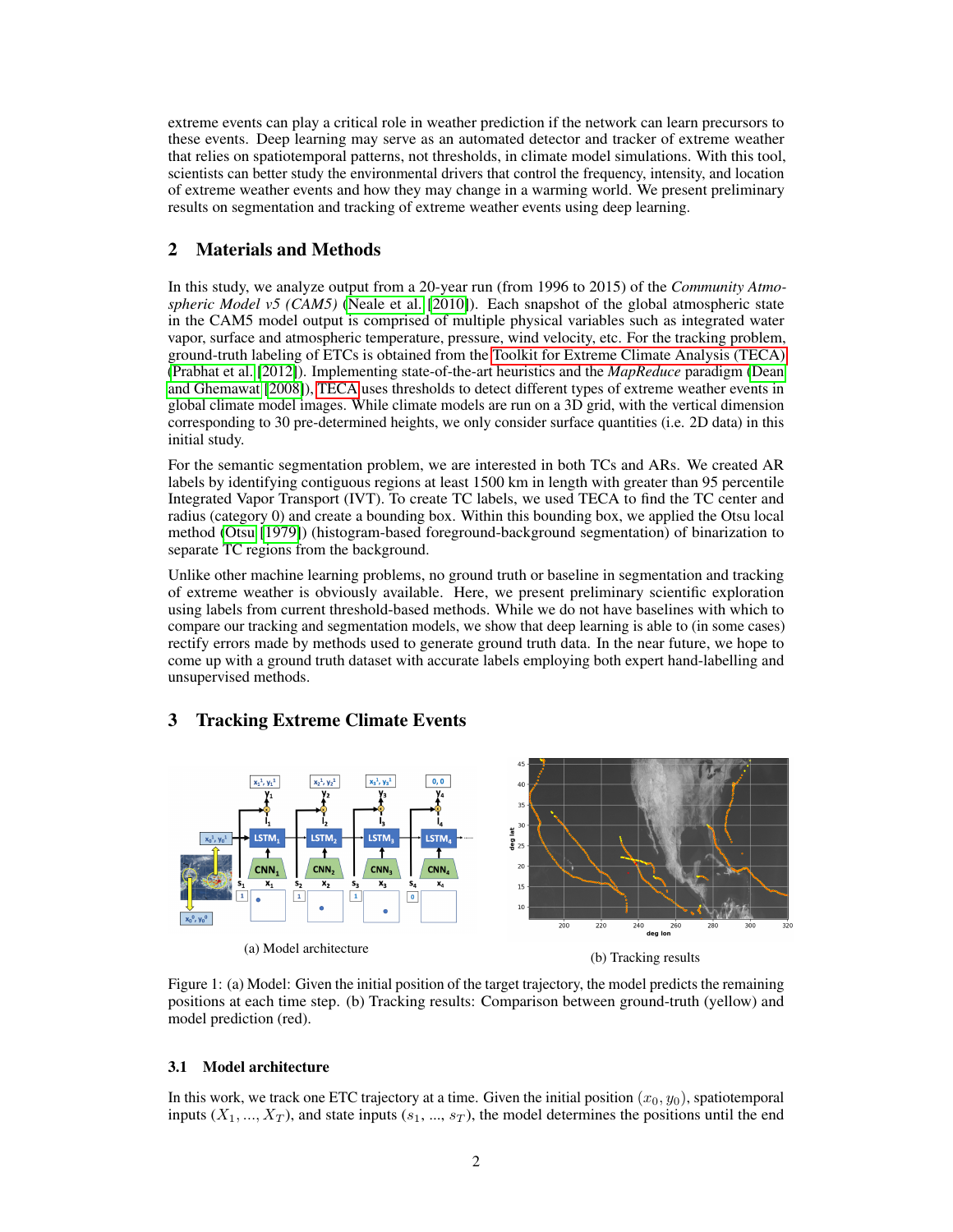extreme events can play a critical role in weather prediction if the network can learn precursors to these events. Deep learning may serve as an automated detector and tracker of extreme weather that relies on spatiotemporal patterns, not thresholds, in climate model simulations. With this tool, scientists can better study the environmental drivers that control the frequency, intensity, and location of extreme weather events and how they may change in a warming world. We present preliminary results on segmentation and tracking of extreme weather events using deep learning.

## 2 Materials and Methods

In this study, we analyze output from a 20-year run (from 1996 to 2015) of the *Community Atmospheric Model v5 (CAM5)* (Neale et al. [2010]). Each snapshot of the global atmospheric state in the CAM5 model output is comprised of multiple physical variables such as integrated water vapor, surface and atmospheric temperature, pressure, wind velocity, etc. For the tracking problem, ground-truth labeling of ETCs is obtained from the Toolkit for Extreme Climate Analysis (TECA) (Prabhat et al. [2012]). Implementing state-of-the-art heuristics and the *MapReduce* paradigm (Dean and Ghemawat [2008]), TECA uses thresholds to detect different types of extreme weather events in global climate model images. While climate models are run on a 3D grid, with the vertical dimension corresponding to 30 pre-determined heights, we only consider surface quantities (i.e. 2D data) in this initial study.

For the semantic segmentation problem, we are interested in both TCs and ARs. We created AR labels by identifying contiguous regions at least 1500 km in length with greater than 95 percentile Integrated Vapor Transport (IVT). To create TC labels, we used TECA to find the TC center and radius (category 0) and create a bounding box. Within this bounding box, we applied the Otsu local method (Otsu [1979]) (histogram-based foreground-background segmentation) of binarization to separate TC regions from the background.

Unlike other machine learning problems, no ground truth or baseline in segmentation and tracking of extreme weather is obviously available. Here, we present preliminary scientific exploration using labels from current threshold-based methods. While we do not have baselines with which to compare our tracking and segmentation models, we show that deep learning is able to (in some cases) rectify errors made by methods used to generate ground truth data. In the near future, we hope to come up with a ground truth dataset with accurate labels employing both expert hand-labelling and unsupervised methods.

## 3 Tracking Extreme Climate Events

(a) Model architecture

(b) Tracking results

Figure 1: (a) Model: Given the initial position of the target trajectory, the model predicts the remaining positions at each time step. (b) Tracking results: Comparison between ground-truth (yellow) and model prediction (red).

### 3.1 Model architecture

In this work, we track one ETC trajectory at a time. Given the initial position $(x_0, y_0)$, spatiotemporal inputs $(X_1, ..., X_T)$, and state inputs $(s_1, ..., s_T)$, the model determines the positions until the end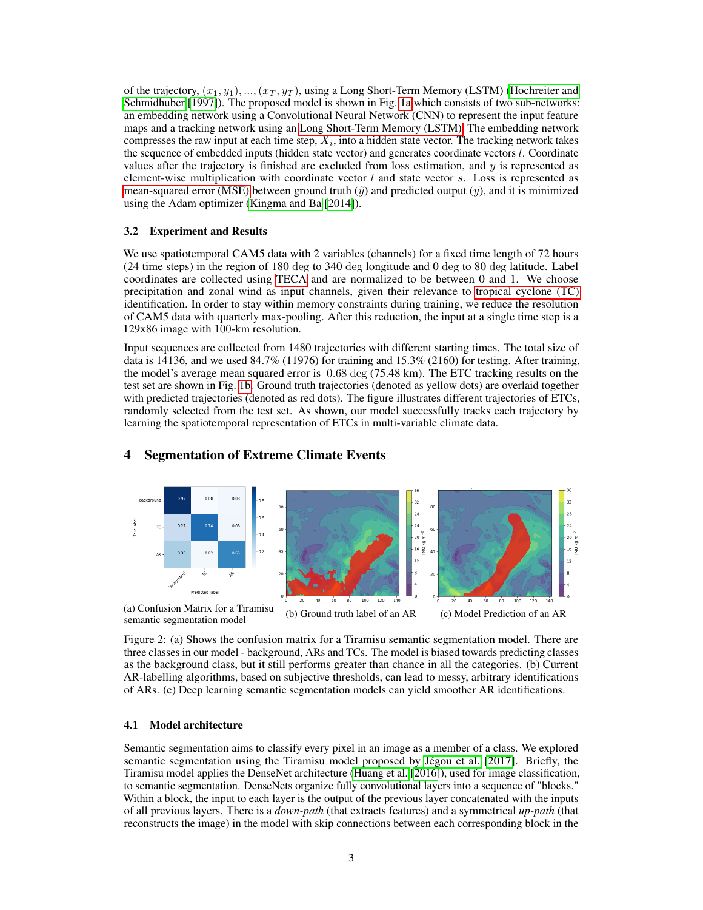of the trajectory, $(x_1, y_1), ..., (x_T, y_T)$, using a Long Short-Term Memory (LSTM) (Hochreiter and Schmidhuber [1997]). The proposed model is shown in Fig. 1a which consists of two sub-networks: an embedding network using a Convolutional Neural Network (CNN) to represent the input feature maps and a tracking network using an Long Short-Term Memory (LSTM). The embedding network compresses the raw input at each time step, $X_i$, into a hidden state vector. The tracking network takes the sequence of embedded inputs (hidden state vector) and generates coordinate vectors $l$. Coordinate values after the trajectory is finished are excluded from loss estimation, and $y$ is represented as element-wise multiplication with coordinate vector $l$ and state vector $s$. Loss is represented as mean-squared error (MSE) between ground truth ($\hat{y}$) and predicted output ($y$), and it is minimized using the Adam optimizer (Kingma and Ba [2014]).

### 3.2 Experiment and Results

We use spatiotemporal CAM5 data with 2 variables (channels) for a fixed time length of 72 hours (24 time steps) in the region of 180 deg to 340 deg longitude and 0 deg to 80 deg latitude. Label coordinates are collected using TECA and are normalized to be between 0 and 1. We choose precipitation and zonal wind as input channels, given their relevance to tropical cyclone (TC) identification. In order to stay within memory constraints during training, we reduce the resolution of CAM5 data with quarterly max-pooling. After this reduction, the input at a single time step is a 129x86 image with 100-km resolution.

Input sequences are collected from 1480 trajectories with different starting times. The total size of data is 14136, and we used 84.7% (11976) for training and 15.3% (2160) for testing. After training, the model's average mean squared error is 0.68 deg (75.48 km). The ETC tracking results on the test set are shown in Fig. 1b. Ground truth trajectories (denoted as yellow dots) are overlaid together with predicted trajectories (denoted as red dots). The figure illustrates different trajectories of ETCs, randomly selected from the test set. As shown, our model successfully tracks each trajectory by learning the spatiotemporal representation of ETCs in multi-variable climate data.

## 4 Segmentation of Extreme Climate Events

(a) Confusion Matrix for a Tiramisu semantic segmentation model

(b) Ground truth label of an AR

(c) Model Prediction of an AR

Figure 2: (a) Shows the confusion matrix for a Tiramisu semantic segmentation model. There are three classes in our model - background, ARs and TCs. The model is biased towards predicting classes as the background class, but it still performs greater than chance in all the categories. (b) Current AR-labelling algorithms, based on subjective thresholds, can lead to messy, arbitrary identifications of ARs. (c) Deep learning semantic segmentation models can yield smoother AR identifications.

### 4.1 Model architecture

Semantic segmentation aims to classify every pixel in an image as a member of a class. We explored semantic segmentation using the Tiramisu model proposed by Jégou et al. [2017]. Briefly, the Tiramisu model applies the DenseNet architecture (Huang et al. [2016]), used for image classification, to semantic segmentation. DenseNets organize fully convolutional layers into a sequence of "blocks." Within a block, the input to each layer is the output of the previous layer concatenated with the inputs of all previous layers. There is a *down-path* (that extracts features) and a symmetrical *up-path* (that reconstructs the image) in the model with skip connections between each corresponding block in the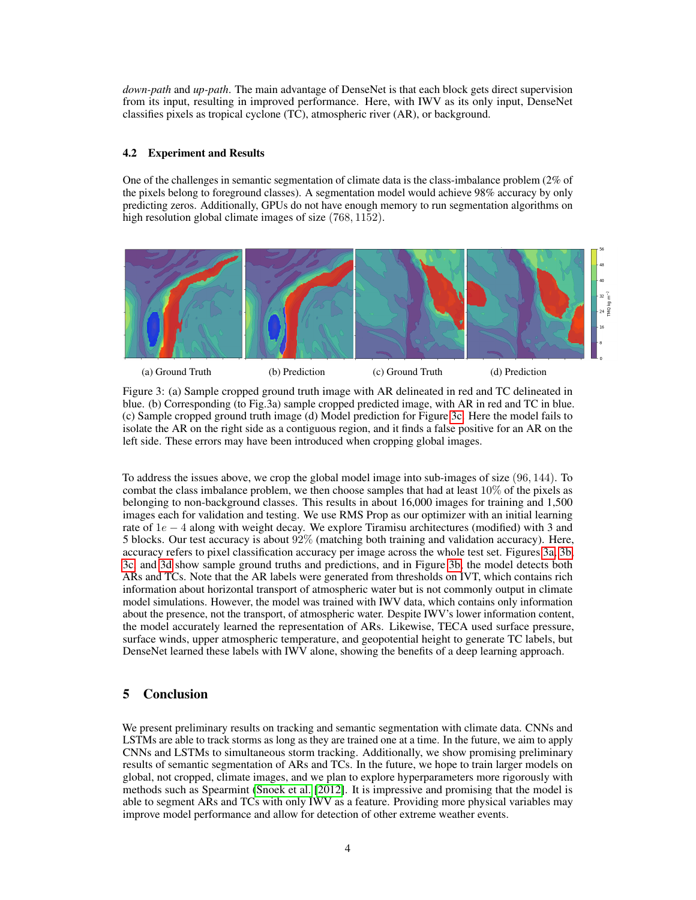*down-path* and *up-path*. The main advantage of DenseNet is that each block gets direct supervision from its input, resulting in improved performance. Here, with IWV as its only input, DenseNet classifies pixels as tropical cyclone (TC), atmospheric river (AR), or background.

### 4.2 Experiment and Results

One of the challenges in semantic segmentation of climate data is the class-imbalance problem (2% of the pixels belong to foreground classes). A segmentation model would achieve 98% accuracy by only predicting zeros. Additionally, GPUs do not have enough memory to run segmentation algorithms on high resolution global climate images of size $(768, 1152)$.

(a) Ground Truth (b) Prediction (c) Ground Truth (d) Prediction

Figure 3: (a) Sample cropped ground truth image with AR delineated in red and TC delineated in blue. (b) Corresponding (to Fig.3a) sample cropped predicted image, with AR in red and TC in blue. (c) Sample cropped ground truth image (d) Model prediction for Figure 3c. Here the model fails to isolate the AR on the right side as a contiguous region, and it finds a false positive for an AR on the left side. These errors may have been introduced when cropping global images.

To address the issues above, we crop the global model image into sub-images of size $(96, 144)$. To combat the class imbalance problem, we then choose samples that had at least $10\%$ of the pixels as belonging to non-background classes. This results in about 16,000 images for training and 1,500 images each for validation and testing. We use RMS Prop as our optimizer with an initial learning rate of $1e-4$ along with weight decay. We explore Tiramisu architectures (modified) with 3 and 5 blocks. Our test accuracy is about $92\%$ (matching both training and validation accuracy). Here, accuracy refers to pixel classification accuracy per image across the whole test set. Figures 3a, 3b, 3c, and 3d show sample ground truths and predictions, and in Figure 3b, the model detects both ARs and TCs. Note that the AR labels were generated from thresholds on IVT, which contains rich information about horizontal transport of atmospheric water but is not commonly output in climate model simulations. However, the model was trained with IWV data, which contains only information about the presence, not the transport, of atmospheric water. Despite IWV's lower information content, the model accurately learned the representation of ARs. Likewise, TECA used surface pressure, surface winds, upper atmospheric temperature, and geopotential height to generate TC labels, but DenseNet learned these labels with IWV alone, showing the benefits of a deep learning approach.

## 5 Conclusion

We present preliminary results on tracking and semantic segmentation with climate data. CNNs and LSTMs are able to track storms as long as they are trained one at a time. In the future, we aim to apply CNNs and LSTMs to simultaneous storm tracking. Additionally, we show promising preliminary results of semantic segmentation of ARs and TCs. In the future, we hope to train larger models on global, not cropped, climate images, and we plan to explore hyperparameters more rigorously with methods such as Spearmint (Snoek et al. [2012]). It is impressive and promising that the model is able to segment ARs and TCs with only IWV as a feature. Providing more physical variables may improve model performance and allow for detection of other extreme weather events.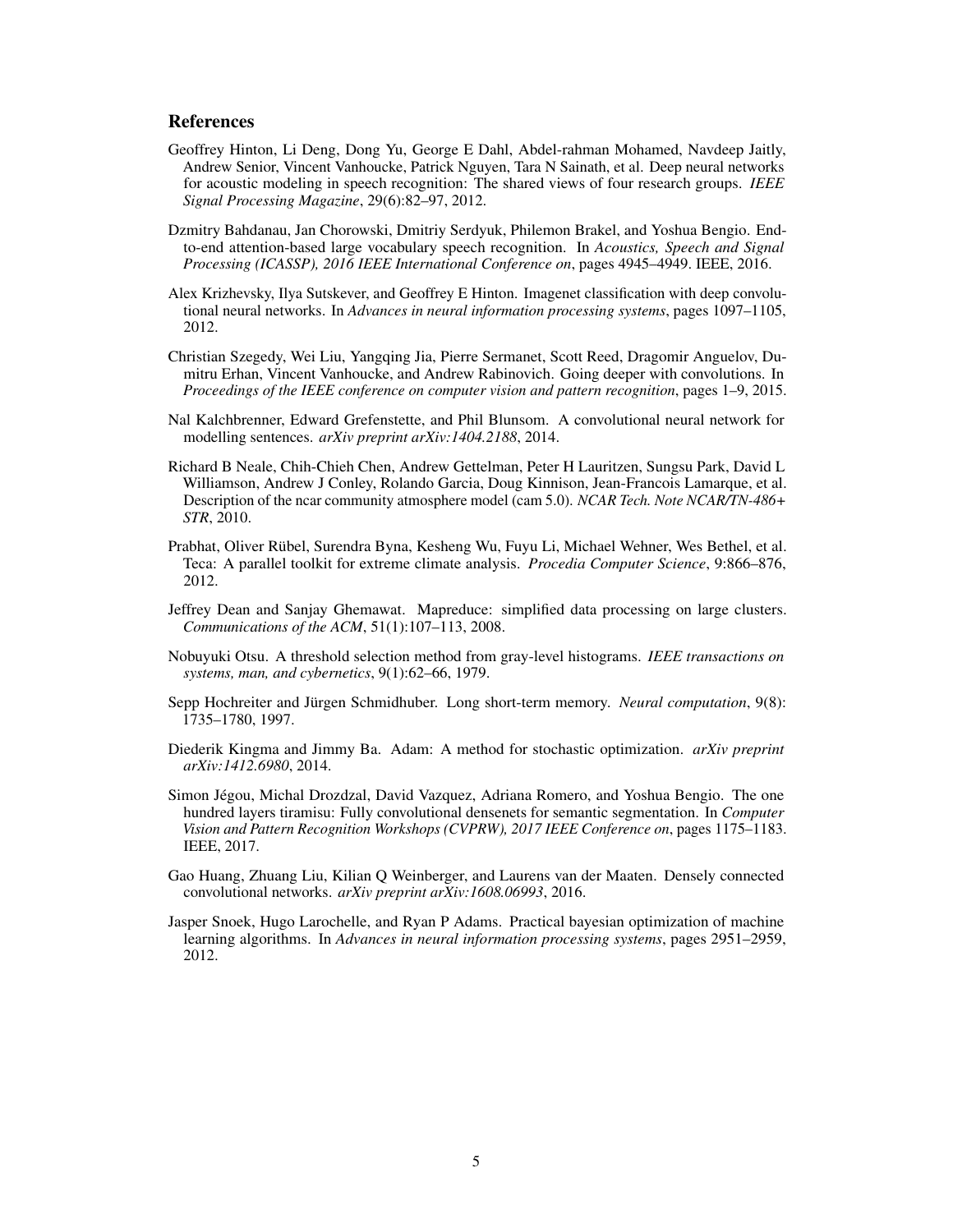## References

Geoffrey Hinton, Li Deng, Dong Yu, George E Dahl, Abdel-rahman Mohamed, Navdeep Jaitly, Andrew Senior, Vincent Vanhoucke, Patrick Nguyen, Tara N Sainath, et al. Deep neural networks for acoustic modeling in speech recognition: The shared views of four research groups. *IEEE Signal Processing Magazine*, 29(6):82–97, 2012.

Dzmitry Bahdanau, Jan Chorowski, Dmitriy Serdyuk, Philemon Brakel, and Yoshua Bengio. End-to-end attention-based large vocabulary speech recognition. In *Acoustics, Speech and Signal Processing (ICASSP), 2016 IEEE International Conference on*, pages 4945–4949. IEEE, 2016.

Alex Krizhevsky, Ilya Sutskever, and Geoffrey E Hinton. Imagenet classification with deep convolutional neural networks. In *Advances in neural information processing systems*, pages 1097–1105, 2012.

Christian Szegedy, Wei Liu, Yangqing Jia, Pierre Sermanet, Scott Reed, Dragomir Anguelov, Dumitru Erhan, Vincent Vanhoucke, and Andrew Rabinovich. Going deeper with convolutions. In *Proceedings of the IEEE conference on computer vision and pattern recognition*, pages 1–9, 2015.

Nal Kalchbrenner, Edward Grefenstette, and Phil Blunsom. A convolutional neural network for modelling sentences. *arXiv preprint arXiv:1404.2188*, 2014.

Richard B Neale, Chih-Chieh Chen, Andrew Gettelman, Peter H Lauritzen, Sungsu Park, David L Williamson, Andrew J Conley, Rolando Garcia, Doug Kinnison, Jean-Francois Lamarque, et al. Description of the ncar community atmosphere model (cam 5.0). *NCAR Tech. Note NCAR/TN-486+STR*, 2010.

Prabhat, Oliver Rübel, Surendra Byna, Kesheng Wu, Fuyu Li, Michael Wehner, Wes Bethel, et al. Teca: A parallel toolkit for extreme climate analysis. *Procedia Computer Science*, 9:866–876, 2012.

Jeffrey Dean and Sanjay Ghemawat. Mapreduce: simplified data processing on large clusters. *Communications of the ACM*, 51(1):107–113, 2008.

Nobuyuki Otsu. A threshold selection method from gray-level histograms. *IEEE transactions on systems, man, and cybernetics*, 9(1):62–66, 1979.

Sepp Hochreiter and Jürgen Schmidhuber. Long short-term memory. *Neural computation*, 9(8): 1735–1780, 1997.

Diederik Kingma and Jimmy Ba. Adam: A method for stochastic optimization. *arXiv preprint arXiv:1412.6980*, 2014.

Simon Jégou, Michal Drozdzal, David Vazquez, Adriana Romero, and Yoshua Bengio. The one hundred layers tiramisu: Fully convolutional densenets for semantic segmentation. In *Computer Vision and Pattern Recognition Workshops (CVPRW), 2017 IEEE Conference on*, pages 1175–1183. IEEE, 2017.

Gao Huang, Zhuang Liu, Kilian Q Weinberger, and Laurens van der Maaten. Densely connected convolutional networks. *arXiv preprint arXiv:1608.06993*, 2016.

Jasper Snoek, Hugo Larochelle, and Ryan P Adams. Practical bayesian optimization of machine learning algorithms. In *Advances in neural information processing systems*, pages 2951–2959, 2012.